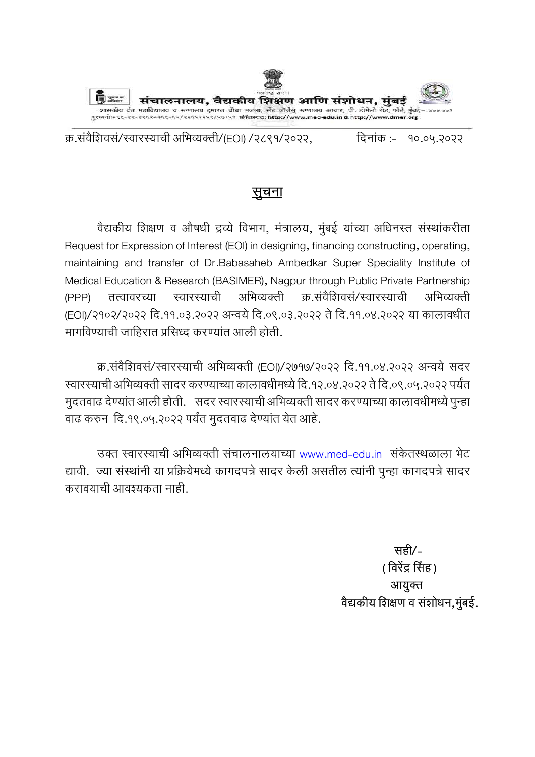महाराष्ट्र शासन

**संचालनालय, वैद्यकीय शिक्षण आणि संशोधन, मुंबई**

शासकीय दंत महाविद्यालय व रुग्णालय इमारत चौथा मजला, सेंट जॉर्जेस रुग्णालय आवार, पी. डीमेलो रोड, फोर्ट, मुंबई - ४०० ००१

दुरध्वनी:-९१-२२-२२६२०३६१-६५/२२६५१२५६/५७/५९ संकेतस्थळ: http://www.med-edu.in & http://www.dmer.org

क्र.संवैशिवसं/स्वारस्याची अभिव्यक्ती/(EOI) /२८९१/२०२२, दिनांक :- १०.०५.२०२२

## सुचना

वैद्यकीय शिक्षण व औषधी द्रव्ये विभाग, मंत्रालय, मुंबई यांच्या अधिनस्त संस्थांकरीता Request for Expression of Interest (EOI) in designing, financing constructing, operating, maintaining and transfer of Dr.Babasaheb Ambedkar Super Speciality Institute of Medical Education & Research (BASIMER), Nagpur through Public Private Partnership (PPP) तत्वावरच्या स्वारस्याची अभिव्यक्ती क्र.संवैशिवसं/स्वारस्याची अभिव्यक्ती (EOI)/२१०२/२०२२ दि.११.०३.२०२२ अन्वये दि.०९.०३.२०२२ ते दि.११.०४.२०२२ या कालावधीत मागविण्याची जाहिरात प्रसिध्द करण्यांत आली होती.

क्र.संवैशिवसं/स्वारस्याची अभिव्यक्ती (EOI)/२७१७/२०२२ दि.११.०४.२०२२ अन्वये सदर स्वारस्याची अभिव्यक्ती सादर करण्याच्या कालावधीमध्ये दि.१२.०४.२०२२ ते दि.०९.०५.२०२२ पर्यंत मुदतवाढ देण्यांत आली होती. सदर स्वारस्याची अभिव्यक्ती सादर करण्याच्या कालावधीमध्ये पुन्हा वाढ करुन दि.१९.०५.२०२२ पर्यंत मुदतवाढ देण्यांत येत आहे.

उक्त स्वारस्याची अभिव्यक्ती संचालनालयाच्या www.med-edu.in संकेतस्थळाला भेट द्यावी. ज्या संस्थांनी या प्रक्रियेमध्ये कागदपत्रे सादर केली असतील त्यांनी पुन्हा कागदपत्रे सादर करावयाची आवश्यकता नाही.

सही/-
(विरेंद्र सिंह)
आयुक्त
वैद्यकीय शिक्षण व संशोधन,मुंबई.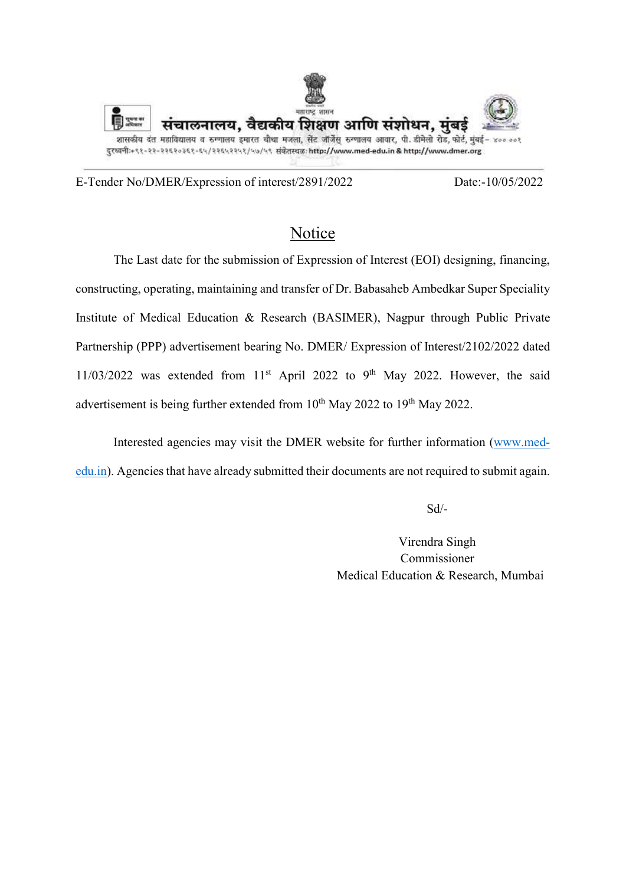महाराष्ट्र शासन

# संचालनालय, वैद्यकीय शिक्षण आणि संशोधन, मुंबई

शासकीय दंत महाविद्यालय व रुग्णालय इमारत चौथा मजला, सेंट जॉर्जेस रुग्णालय आवार, पी. डीमेलो रोड, फोर्ट, मुंबई - ४०० ००१
दुरध्वनी:+९१-२२-२२६२०३६१-६५/२२६५२२५१/५७/५९ संकेतस्थळ: http://www.med-edu.in & http://www.dmer.org

E-Tender No/DMER/Expression of interest/2891/2022 Date:-10/05/2022

## Notice

The Last date for the submission of Expression of Interest (EOI) designing, financing, constructing, operating, maintaining and transfer of Dr. Babasaheb Ambedkar Super Speciality Institute of Medical Education & Research (BASIMER), Nagpur through Public Private Partnership (PPP) advertisement bearing No. DMER/ Expression of Interest/2102/2022 dated 11/03/2022 was extended from 11st April 2022 to 9th May 2022. However, the said advertisement is being further extended from 10th May 2022 to 19th May 2022.

Interested agencies may visit the DMER website for further information (www.med-edu.in). Agencies that have already submitted their documents are not required to submit again.

Sd/-

Virendra Singh
Commissioner
Medical Education & Research, Mumbai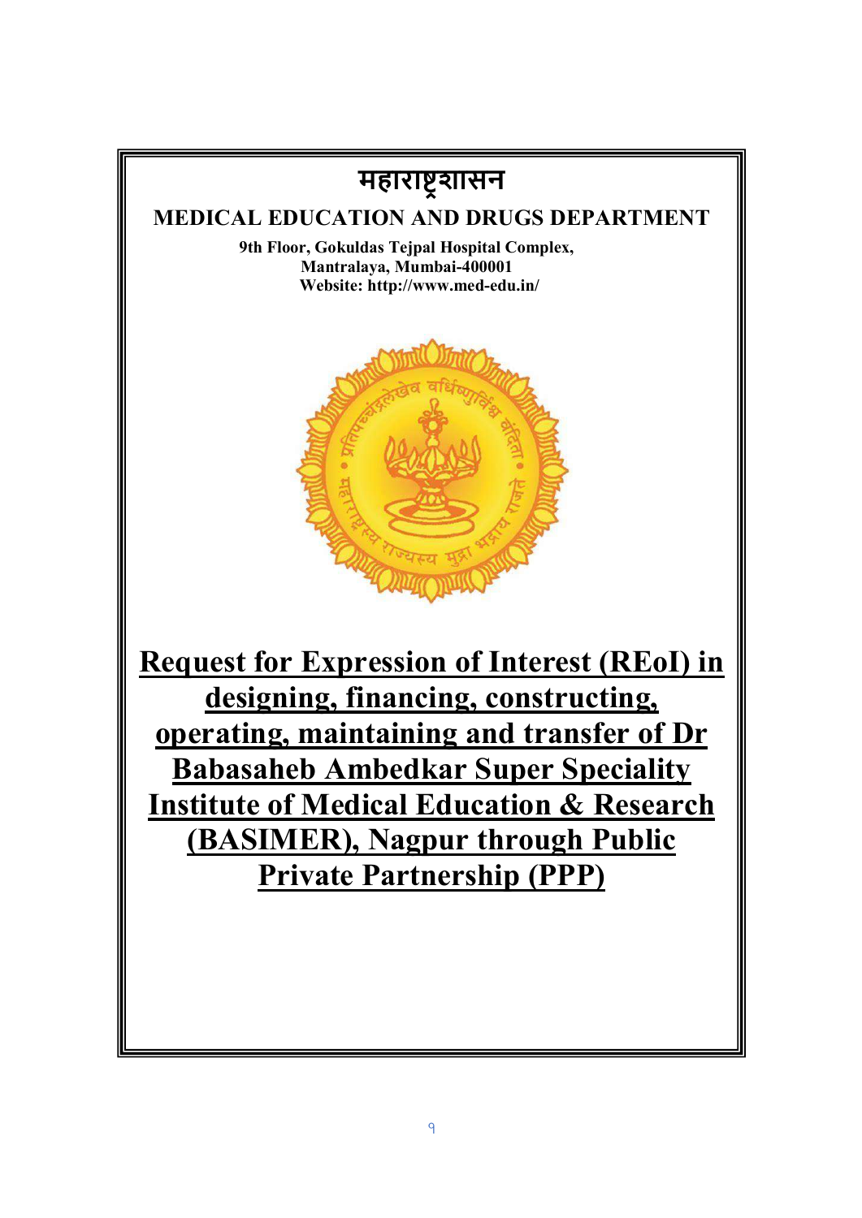# महाराष्ट्रशासन

## MEDICAL EDUCATION AND DRUGS DEPARTMENT

**9th Floor, Gokuldas Tejpal Hospital Complex,**
**Mantralaya, Mumbai-400001**
**Website: http://www.med-edu.in/**

# Request for Expression of Interest (REoI) in designing, financing, constructing, operating, maintaining and transfer of Dr Babasaheb Ambedkar Super Speciality Institute of Medical Education & Research (BASIMER), Nagpur through Public Private Partnership (PPP)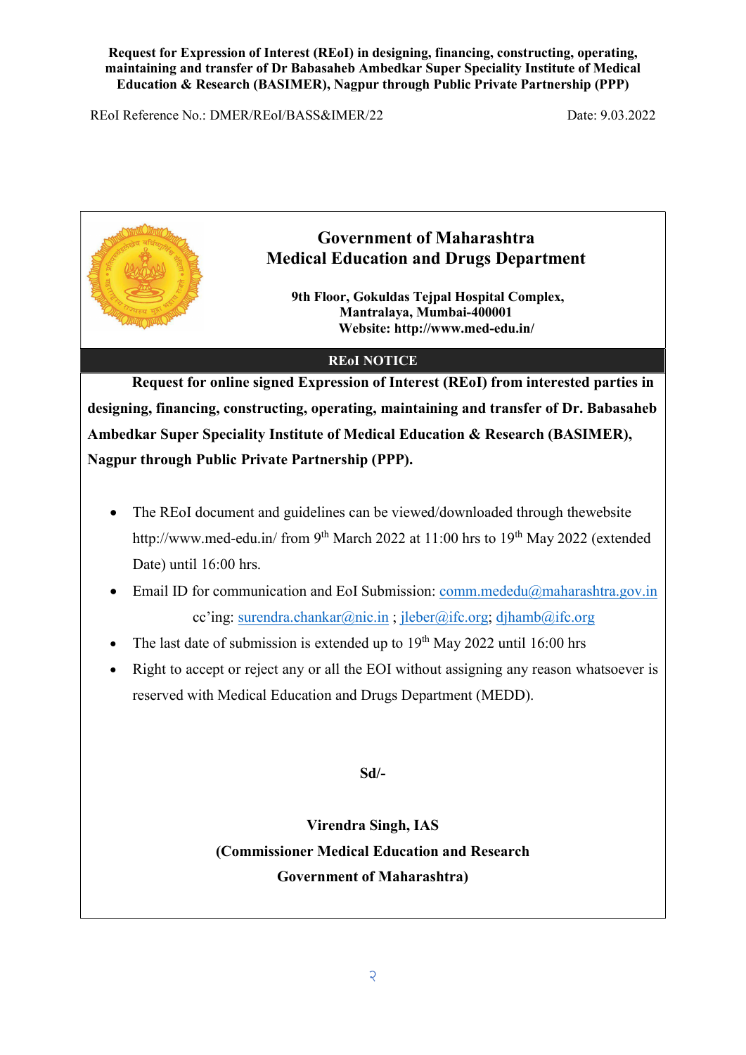**Request for Expression of Interest (REoI) in designing, financing, constructing, operating, maintaining and transfer of Dr Babasaheb Ambedkar Super Speciality Institute of Medical Education & Research (BASIMER), Nagpur through Public Private Partnership (PPP)**

REoI Reference No.: DMER/REoI/BASS&IMER/22 Date: 9.03.2022

# Government of Maharashtra
# Medical Education and Drugs Department

**9th Floor, Gokuldas Tejpal Hospital Complex, Mantralaya, Mumbai-400001**
**Website: http://www.med-edu.in/**

## REoI NOTICE

**Request for online signed Expression of Interest (REoI) from interested parties in designing, financing, constructing, operating, maintaining and transfer of Dr. Babasaheb Ambedkar Super Speciality Institute of Medical Education & Research (BASIMER), Nagpur through Public Private Partnership (PPP).**

- The REoI document and guidelines can be viewed/downloaded through thewebsite http://www.med-edu.in/ from 9th March 2022 at 11:00 hrs to 19th May 2022 (extended Date) until 16:00 hrs.
- Email ID for communication and EoI Submission: comm.mededu@maharashtra.gov.in cc'ing: surendra.chankar@nic.in ; jleber@ifc.org; djhamb@ifc.org
- The last date of submission is extended up to 19th May 2022 until 16:00 hrs
- Right to accept or reject any or all the EOI without assigning any reason whatsoever is reserved with Medical Education and Drugs Department (MEDD).

**Sd/-**

**Virendra Singh, IAS**
**(Commissioner Medical Education and Research**
**Government of Maharashtra)**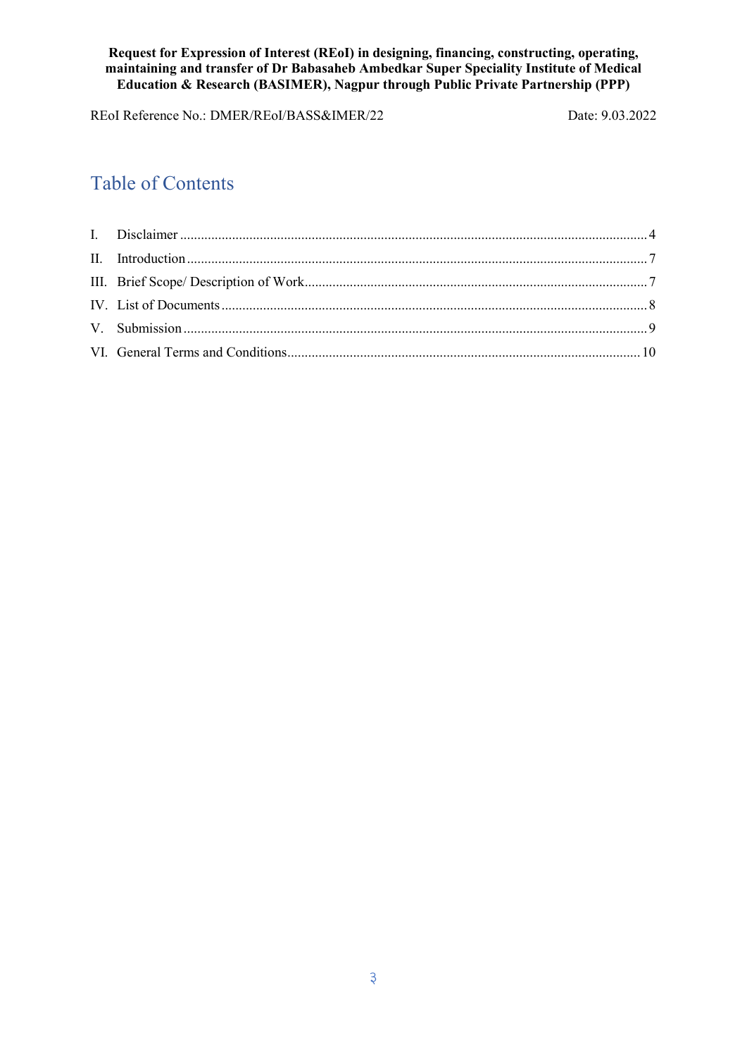**Request for Expression of Interest (REoI) in designing, financing, constructing, operating, maintaining and transfer of Dr Babasaheb Ambedkar Super Speciality Institute of Medical Education & Research (BASIMER), Nagpur through Public Private Partnership (PPP)**

REoI Reference No.: DMER/REoI/BASS&IMER/22 Date: 9.03.2022

## Table of Contents

| | | |
|---|---|---|
| I. | Disclaimer | 4 |
| II. | Introduction | 7 |
| III. | Brief Scope/ Description of Work | 7 |
| IV. | List of Documents | 8 |
| V. | Submission | 9 |
| VI. | General Terms and Conditions | 10 |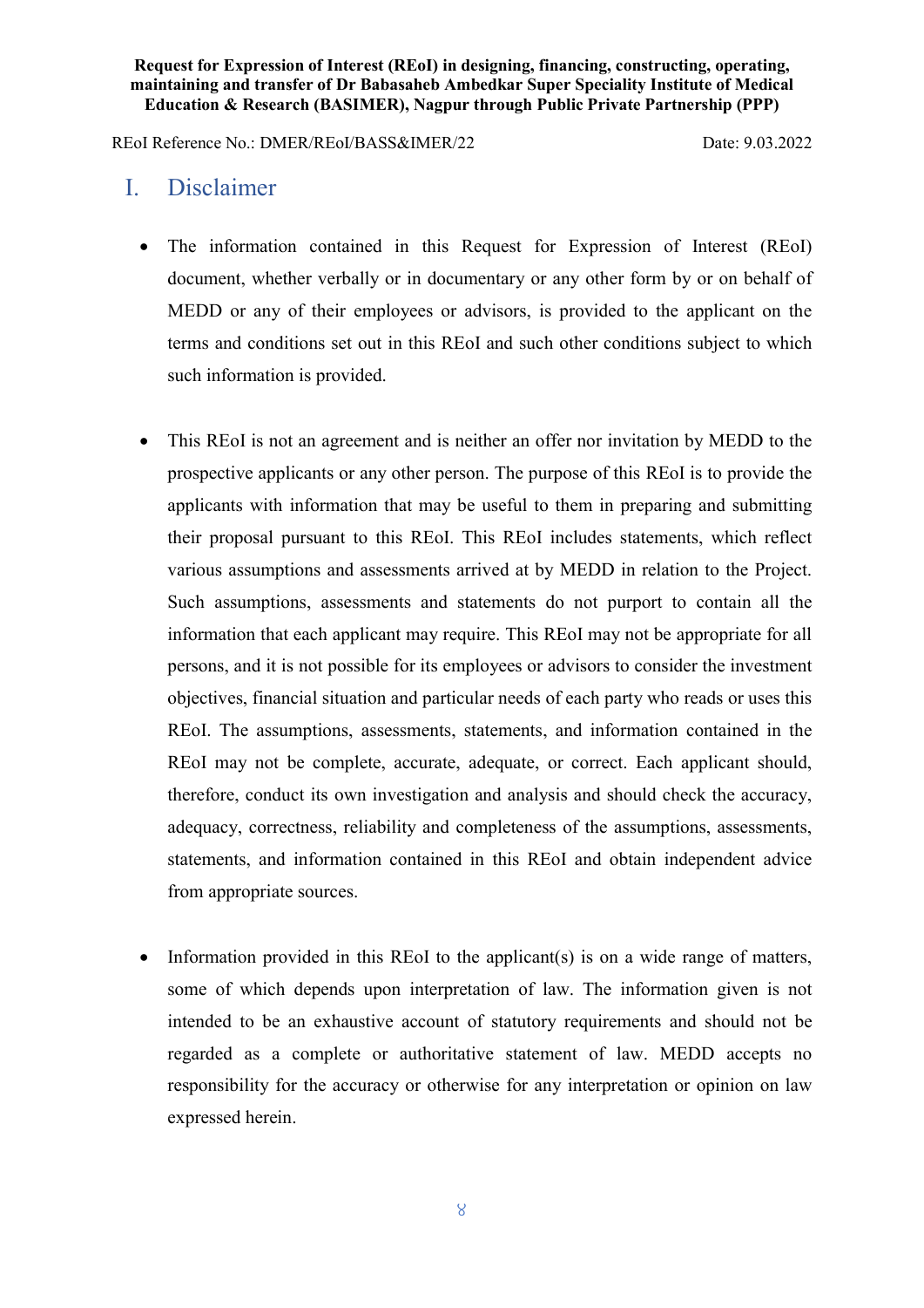# I. Disclaimer

- The information contained in this Request for Expression of Interest (REoI) document, whether verbally or in documentary or any other form by or on behalf of MEDD or any of their employees or advisors, is provided to the applicant on the terms and conditions set out in this REoI and such other conditions subject to which such information is provided.

- This REoI is not an agreement and is neither an offer nor invitation by MEDD to the prospective applicants or any other person. The purpose of this REoI is to provide the applicants with information that may be useful to them in preparing and submitting their proposal pursuant to this REoI. This REoI includes statements, which reflect various assumptions and assessments arrived at by MEDD in relation to the Project. Such assumptions, assessments and statements do not purport to contain all the information that each applicant may require. This REoI may not be appropriate for all persons, and it is not possible for its employees or advisors to consider the investment objectives, financial situation and particular needs of each party who reads or uses this REoI. The assumptions, assessments, statements, and information contained in the REoI may not be complete, accurate, adequate, or correct. Each applicant should, therefore, conduct its own investigation and analysis and should check the accuracy, adequacy, correctness, reliability and completeness of the assumptions, assessments, statements, and information contained in this REoI and obtain independent advice from appropriate sources.

- Information provided in this REoI to the applicant(s) is on a wide range of matters, some of which depends upon interpretation of law. The information given is not intended to be an exhaustive account of statutory requirements and should not be regarded as a complete or authoritative statement of law. MEDD accepts no responsibility for the accuracy or otherwise for any interpretation or opinion on law expressed herein.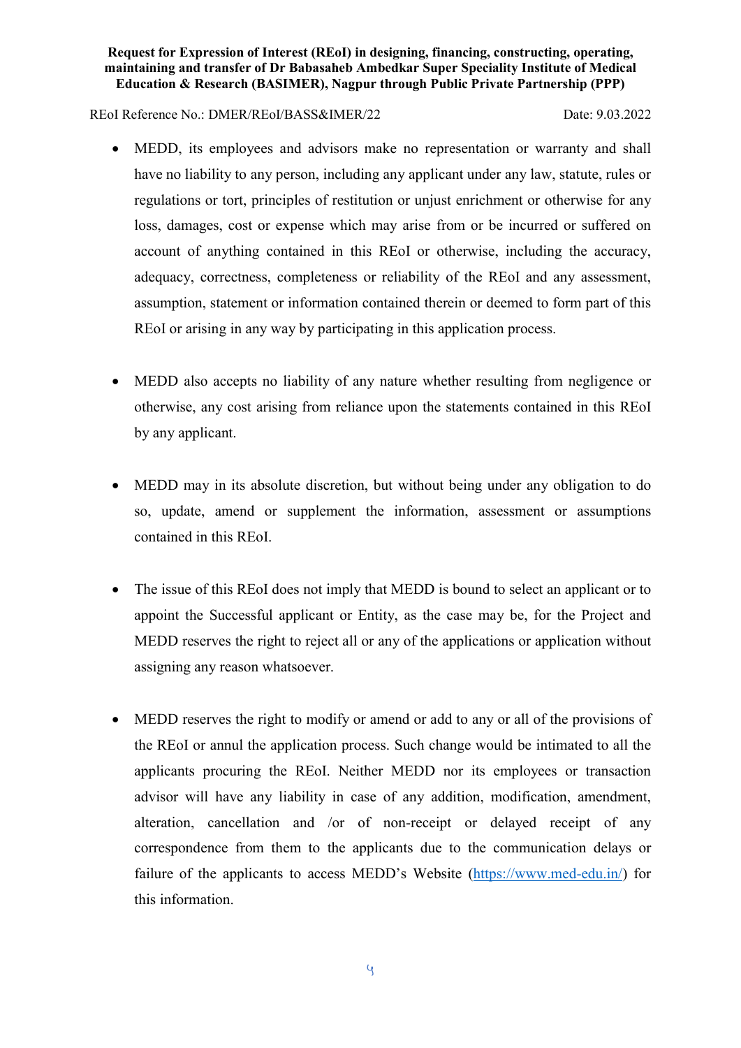- MEDD, its employees and advisors make no representation or warranty and shall have no liability to any person, including any applicant under any law, statute, rules or regulations or tort, principles of restitution or unjust enrichment or otherwise for any loss, damages, cost or expense which may arise from or be incurred or suffered on account of anything contained in this REoI or otherwise, including the accuracy, adequacy, correctness, completeness or reliability of the REoI and any assessment, assumption, statement or information contained therein or deemed to form part of this REoI or arising in any way by participating in this application process.

- MEDD also accepts no liability of any nature whether resulting from negligence or otherwise, any cost arising from reliance upon the statements contained in this REoI by any applicant.

- MEDD may in its absolute discretion, but without being under any obligation to do so, update, amend or supplement the information, assessment or assumptions contained in this REoI.

- The issue of this REoI does not imply that MEDD is bound to select an applicant or to appoint the Successful applicant or Entity, as the case may be, for the Project and MEDD reserves the right to reject all or any of the applications or application without assigning any reason whatsoever.

- MEDD reserves the right to modify or amend or add to any or all of the provisions of the REoI or annul the application process. Such change would be intimated to all the applicants procuring the REoI. Neither MEDD nor its employees or transaction advisor will have any liability in case of any addition, modification, amendment, alteration, cancellation and /or of non-receipt or delayed receipt of any correspondence from them to the applicants due to the communication delays or failure of the applicants to access MEDD's Website ([https://www.med-edu.in/](https://www.med-edu.in/)) for this information.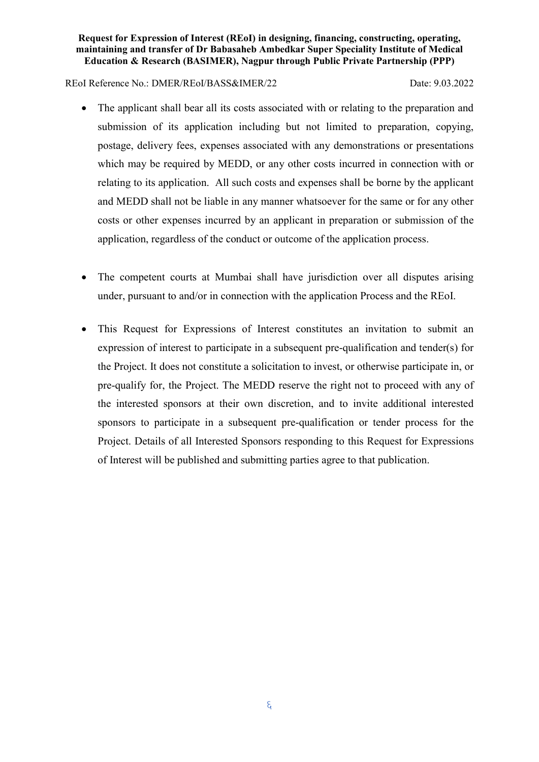- The applicant shall bear all its costs associated with or relating to the preparation and submission of its application including but not limited to preparation, copying, postage, delivery fees, expenses associated with any demonstrations or presentations which may be required by MEDD, or any other costs incurred in connection with or relating to its application. All such costs and expenses shall be borne by the applicant and MEDD shall not be liable in any manner whatsoever for the same or for any other costs or other expenses incurred by an applicant in preparation or submission of the application, regardless of the conduct or outcome of the application process.

- The competent courts at Mumbai shall have jurisdiction over all disputes arising under, pursuant to and/or in connection with the application Process and the REoI.

- This Request for Expressions of Interest constitutes an invitation to submit an expression of interest to participate in a subsequent pre-qualification and tender(s) for the Project. It does not constitute a solicitation to invest, or otherwise participate in, or pre-qualify for, the Project. The MEDD reserve the right not to proceed with any of the interested sponsors at their own discretion, and to invite additional interested sponsors to participate in a subsequent pre-qualification or tender process for the Project. Details of all Interested Sponsors responding to this Request for Expressions of Interest will be published and submitting parties agree to that publication.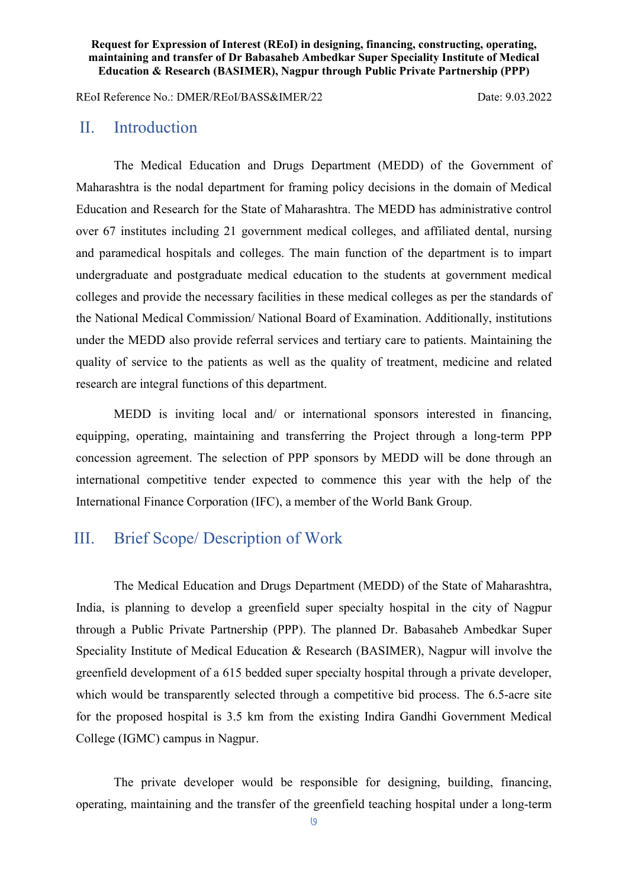## II. Introduction

The Medical Education and Drugs Department (MEDD) of the Government of Maharashtra is the nodal department for framing policy decisions in the domain of Medical Education and Research for the State of Maharashtra. The MEDD has administrative control over 67 institutes including 21 government medical colleges, and affiliated dental, nursing and paramedical hospitals and colleges. The main function of the department is to impart undergraduate and postgraduate medical education to the students at government medical colleges and provide the necessary facilities in these medical colleges as per the standards of the National Medical Commission/ National Board of Examination. Additionally, institutions under the MEDD also provide referral services and tertiary care to patients. Maintaining the quality of service to the patients as well as the quality of treatment, medicine and related research are integral functions of this department.

MEDD is inviting local and/ or international sponsors interested in financing, equipping, operating, maintaining and transferring the Project through a long-term PPP concession agreement. The selection of PPP sponsors by MEDD will be done through an international competitive tender expected to commence this year with the help of the International Finance Corporation (IFC), a member of the World Bank Group.

## III. Brief Scope/ Description of Work

The Medical Education and Drugs Department (MEDD) of the State of Maharashtra, India, is planning to develop a greenfield super specialty hospital in the city of Nagpur through a Public Private Partnership (PPP). The planned Dr. Babasaheb Ambedkar Super Speciality Institute of Medical Education & Research (BASIMER), Nagpur will involve the greenfield development of a 615 bedded super specialty hospital through a private developer, which would be transparently selected through a competitive bid process. The 6.5-acre site for the proposed hospital is 3.5 km from the existing Indira Gandhi Government Medical College (IGMC) campus in Nagpur.

The private developer would be responsible for designing, building, financing, operating, maintaining and the transfer of the greenfield teaching hospital under a long-term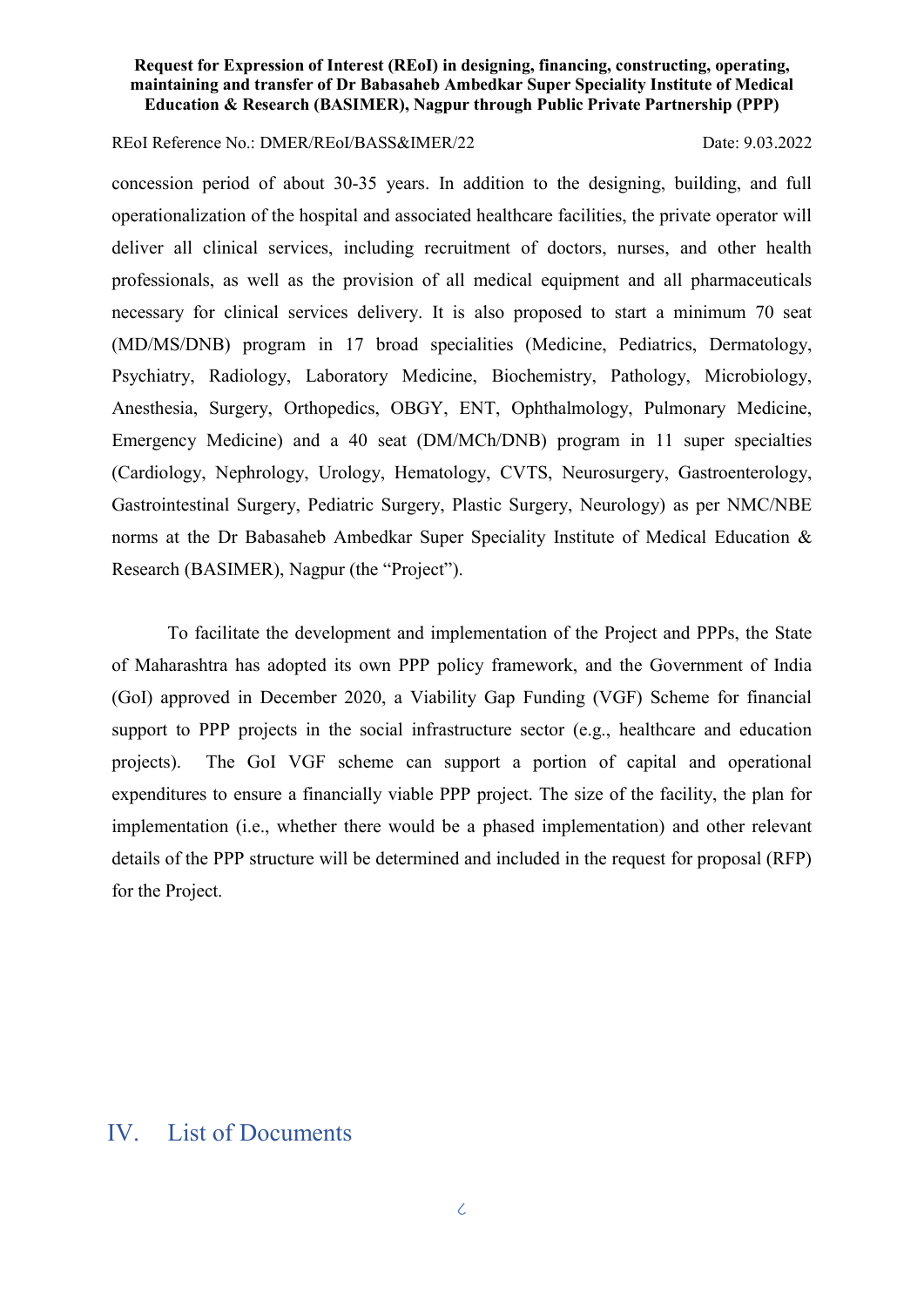concession period of about 30-35 years. In addition to the designing, building, and full operationalization of the hospital and associated healthcare facilities, the private operator will deliver all clinical services, including recruitment of doctors, nurses, and other health professionals, as well as the provision of all medical equipment and all pharmaceuticals necessary for clinical services delivery. It is also proposed to start a minimum 70 seat (MD/MS/DNB) program in 17 broad specialities (Medicine, Pediatrics, Dermatology, Psychiatry, Radiology, Laboratory Medicine, Biochemistry, Pathology, Microbiology, Anesthesia, Surgery, Orthopedics, OBGY, ENT, Ophthalmology, Pulmonary Medicine, Emergency Medicine) and a 40 seat (DM/MCh/DNB) program in 11 super specialties (Cardiology, Nephrology, Urology, Hematology, CVTS, Neurosurgery, Gastroenterology, Gastrointestinal Surgery, Pediatric Surgery, Plastic Surgery, Neurology) as per NMC/NBE norms at the Dr Babasaheb Ambedkar Super Speciality Institute of Medical Education & Research (BASIMER), Nagpur (the "Project").

To facilitate the development and implementation of the Project and PPPs, the State of Maharashtra has adopted its own PPP policy framework, and the Government of India (GoI) approved in December 2020, a Viability Gap Funding (VGF) Scheme for financial support to PPP projects in the social infrastructure sector (e.g., healthcare and education projects). The GoI VGF scheme can support a portion of capital and operational expenditures to ensure a financially viable PPP project. The size of the facility, the plan for implementation (i.e., whether there would be a phased implementation) and other relevant details of the PPP structure will be determined and included in the request for proposal (RFP) for the Project.

## IV. List of Documents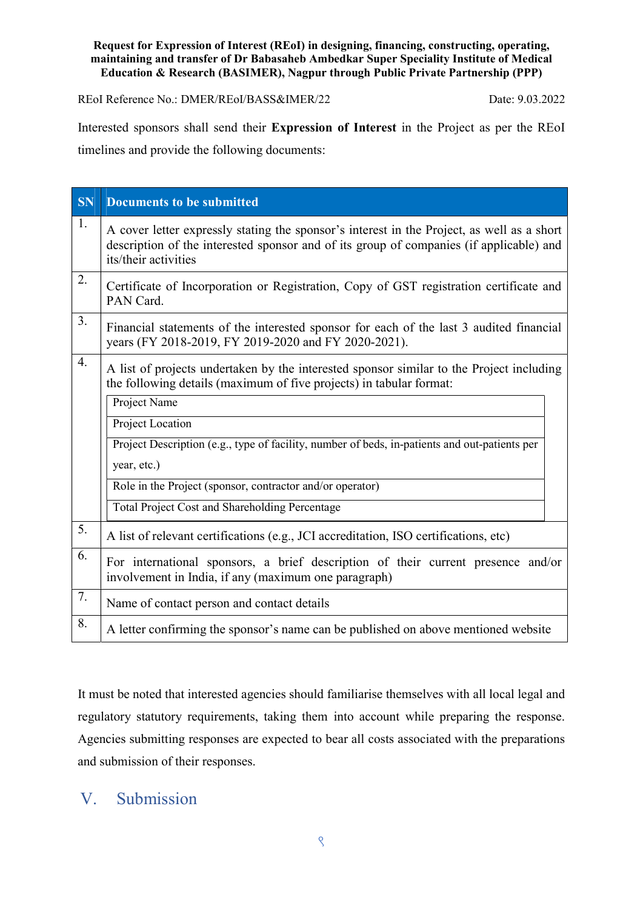**Request for Expression of Interest (REoI) in designing, financing, constructing, operating, maintaining and transfer of Dr Babasaheb Ambedkar Super Speciality Institute of Medical Education & Research (BASIMER), Nagpur through Public Private Partnership (PPP)**

REoI Reference No.: DMER/REoI/BASS&IMER/22 Date: 9.03.2022

Interested sponsors shall send their **Expression of Interest** in the Project as per the REoI timelines and provide the following documents:

| SN | Documents to be submitted |
|---|---|
| 1. | A cover letter expressly stating the sponsor's interest in the Project, as well as a short description of the interested sponsor and of its group of companies (if applicable) and its/their activities |
| 2. | Certificate of Incorporation or Registration, Copy of GST registration certificate and PAN Card. |
| 3. | Financial statements of the interested sponsor for each of the last 3 audited financial years (FY 2018-2019, FY 2019-2020 and FY 2020-2021). |
| 4. | A list of projects undertaken by the interested sponsor similar to the Project including the following details (maximum of five projects) in tabular format:<br>- Project Name<br>- Project Location<br>- Project Description (e.g., type of facility, number of beds, in-patients and out-patients per year, etc.)<br>- Role in the Project (sponsor, contractor and/or operator)<br>- Total Project Cost and Shareholding Percentage |
| 5. | A list of relevant certifications (e.g., JCI accreditation, ISO certifications, etc) |
| 6. | For international sponsors, a brief description of their current presence and/or involvement in India, if any (maximum one paragraph) |
| 7. | Name of contact person and contact details |
| 8. | A letter confirming the sponsor's name can be published on above mentioned website |

It must be noted that interested agencies should familiarise themselves with all local legal and regulatory statutory requirements, taking them into account while preparing the response. Agencies submitting responses are expected to bear all costs associated with the preparations and submission of their responses.

## V. Submission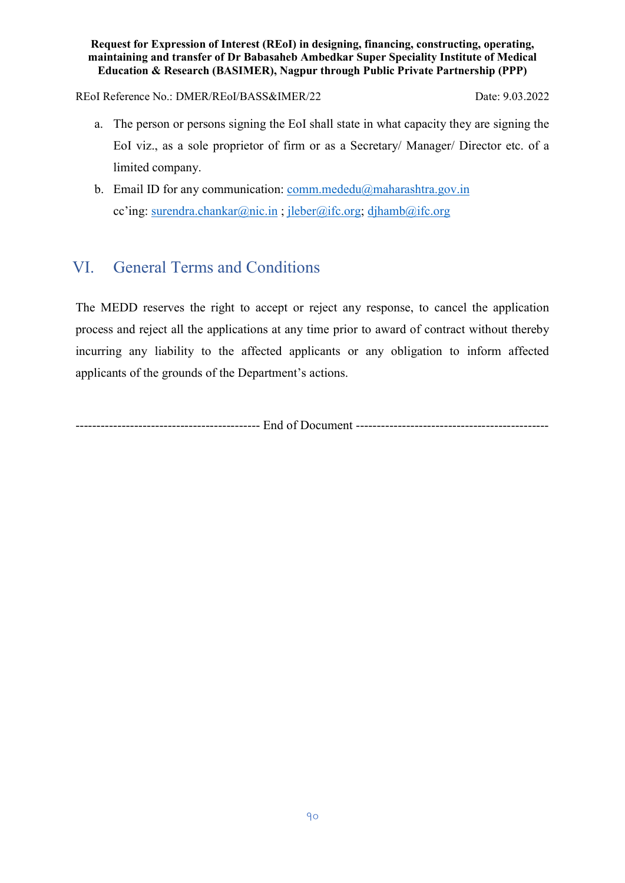a. The person or persons signing the EoI shall state in what capacity they are signing the EoI viz., as a sole proprietor of firm or as a Secretary/ Manager/ Director etc. of a limited company.

b. Email ID for any communication: comm.mededu@maharashtra.gov.in
   cc'ing: surendra.chankar@nic.in ; jleber@ifc.org; djhamb@ifc.org

## VI. General Terms and Conditions

The MEDD reserves the right to accept or reject any response, to cancel the application process and reject all the applications at any time prior to award of contract without thereby incurring any liability to the affected applicants or any obligation to inform affected applicants of the grounds of the Department's actions.

------------------------------------------- End of Document ---------------------------------------------